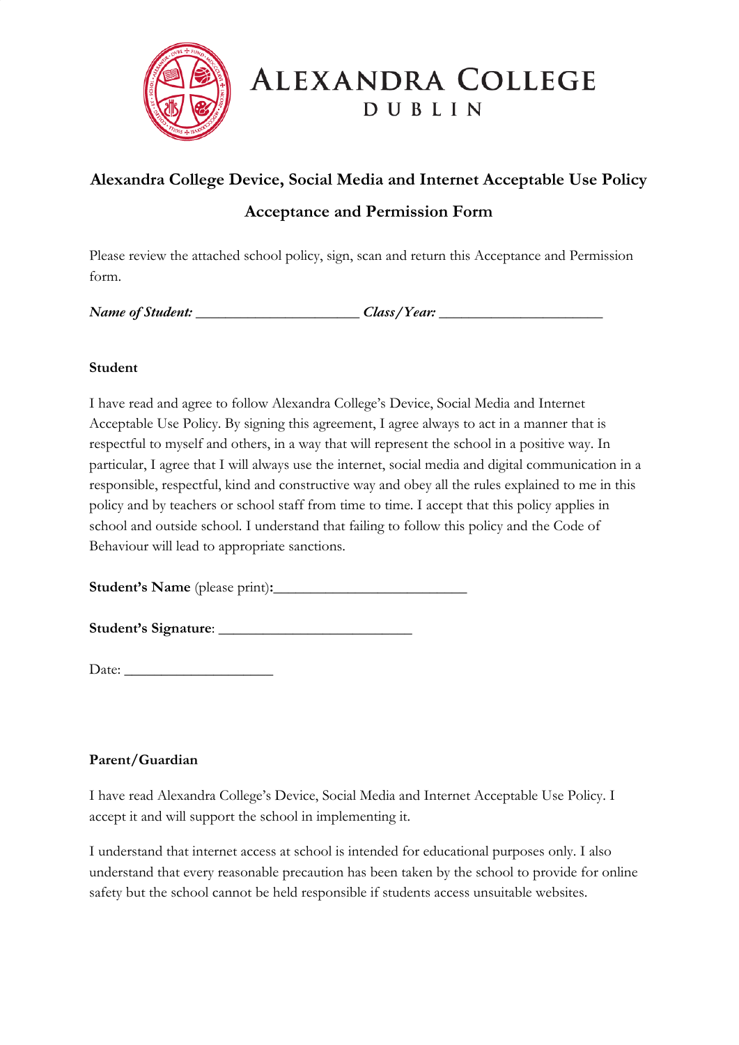# ALEXANDRA COLLEGE
DUBLIN

## Alexandra College Device, Social Media and Internet Acceptable Use Policy

## Acceptance and Permission Form

Please review the attached school policy, sign, scan and return this Acceptance and Permission form.

***Name of Student:*** ______________________ ***Class/Year:*** ______________________

**Student**

I have read and agree to follow Alexandra College's Device, Social Media and Internet Acceptable Use Policy. By signing this agreement, I agree always to act in a manner that is respectful to myself and others, in a way that will represent the school in a positive way. In particular, I agree that I will always use the internet, social media and digital communication in a responsible, respectful, kind and constructive way and obey all the rules explained to me in this policy and by teachers or school staff from time to time. I accept that this policy applies in school and outside school. I understand that failing to follow this policy and the Code of Behaviour will lead to appropriate sanctions.

**Student's Name** (please print)**:**__________________________

**Student's Signature**: __________________________

Date: ____________________

**Parent/Guardian**

I have read Alexandra College's Device, Social Media and Internet Acceptable Use Policy. I accept it and will support the school in implementing it.

I understand that internet access at school is intended for educational purposes only. I also understand that every reasonable precaution has been taken by the school to provide for online safety but the school cannot be held responsible if students access unsuitable websites.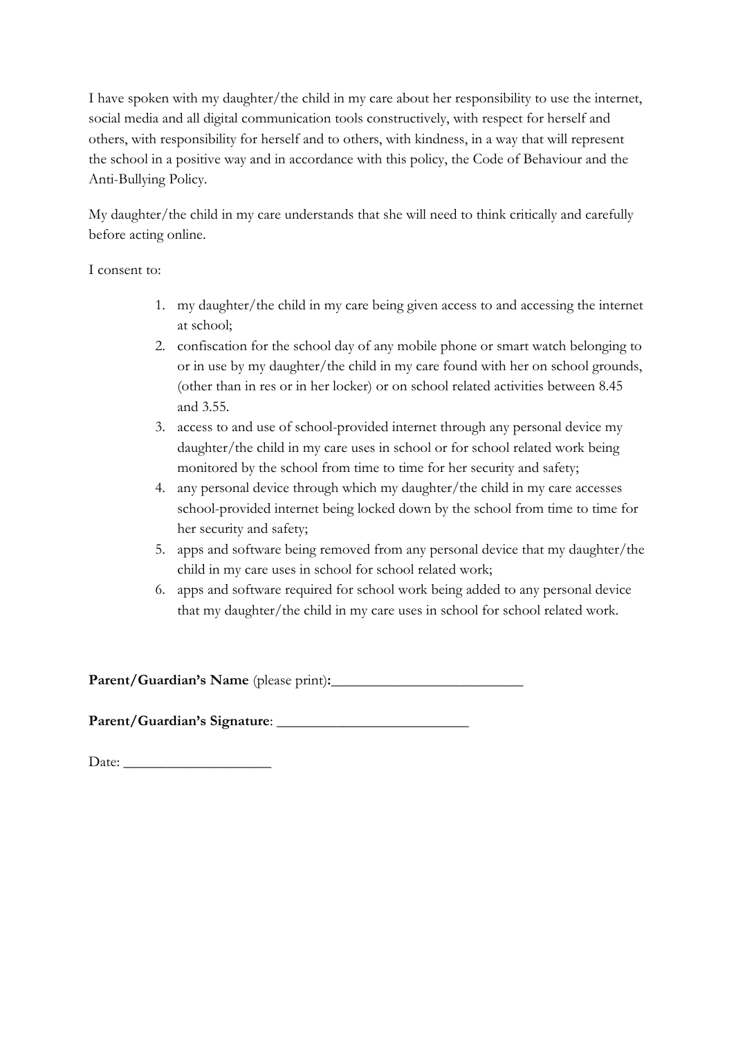I have spoken with my daughter/the child in my care about her responsibility to use the internet, social media and all digital communication tools constructively, with respect for herself and others, with responsibility for herself and to others, with kindness, in a way that will represent the school in a positive way and in accordance with this policy, the Code of Behaviour and the Anti-Bullying Policy.

My daughter/the child in my care understands that she will need to think critically and carefully before acting online.

I consent to:

1. my daughter/the child in my care being given access to and accessing the internet at school;
2. confiscation for the school day of any mobile phone or smart watch belonging to or in use by my daughter/the child in my care found with her on school grounds, (other than in res or in her locker) or on school related activities between 8.45 and 3.55.
3. access to and use of school-provided internet through any personal device my daughter/the child in my care uses in school or for school related work being monitored by the school from time to time for her security and safety;
4. any personal device through which my daughter/the child in my care accesses school-provided internet being locked down by the school from time to time for her security and safety;
5. apps and software being removed from any personal device that my daughter/the child in my care uses in school for school related work;
6. apps and software required for school work being added to any personal device that my daughter/the child in my care uses in school for school related work.

**Parent/Guardian's Name** (please print)**:**___________________________

**Parent/Guardian's Signature**: ___________________________

Date: ____________________